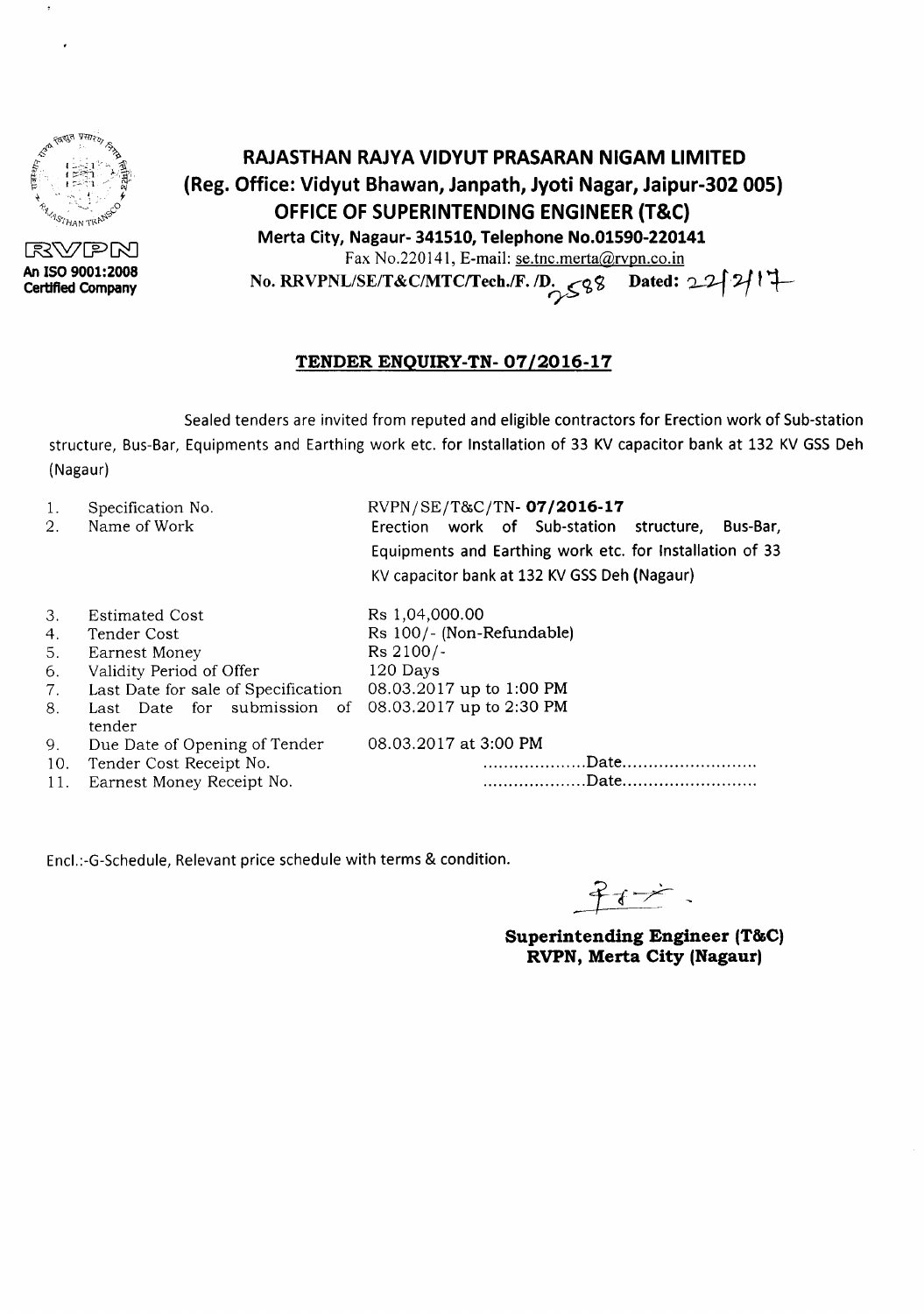RVPN
An ISO 9001:2008 Certified Company

# RAJASTHAN RAJYA VIDYUT PRASARAN NIGAM LIMITED

**(Reg. Office: Vidyut Bhawan, Janpath, Jyoti Nagar, Jaipur-302 005)**

**OFFICE OF SUPERINTENDING ENGINEER (T&C)**

**Merta City, Nagaur- 341510, Telephone No.01590-220141**

Fax No.220141, E-mail: se.tnc.merta@rvpn.co.in

**No. RRVPNL/SE/T&C/MTC/Tech./F. /D. 2588 Dated: 22/2/17**

## TENDER ENQUIRY-TN- 07/2016-17

Sealed tenders are invited from reputed and eligible contractors for Erection work of Sub-station structure, Bus-Bar, Equipments and Earthing work etc. for Installation of 33 KV capacitor bank at 132 KV GSS Deh (Nagaur)

| | | |
|---|---|---|
| 1. | Specification No. | RVPN/SE/T&C/TN- **07/2016-17** |
| 2. | Name of Work | Erection work of Sub-station structure, Bus-Bar, Equipments and Earthing work etc. for Installation of 33 KV capacitor bank at 132 KV GSS Deh (Nagaur) |
| 3. | Estimated Cost | Rs 1,04,000.00 |
| 4. | Tender Cost | Rs 100/- (Non-Refundable) |
| 5. | Earnest Money | Rs 2100/- |
| 6. | Validity Period of Offer | 120 Days |
| 7. | Last Date for sale of Specification | 08.03.2017 up to 1:00 PM |
| 8. | Last Date for submission of tender | 08.03.2017 up to 2:30 PM |
| 9. | Due Date of Opening of Tender | 08.03.2017 at 3:00 PM |
| 10. | Tender Cost Receipt No. | ....................Date.......................... |
| 11. | Earnest Money Receipt No. | ....................Date.......................... |

Encl.:-G-Schedule, Relevant price schedule with terms & condition.

**Superintending Engineer (T&C)**
**RVPN, Merta City (Nagaur)**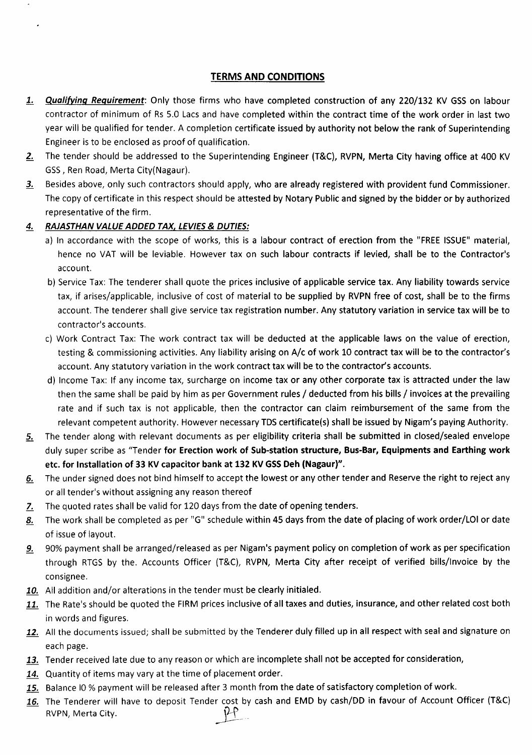## TERMS AND CONDITIONS

1. ***Qualifying Requirement***: Only those firms who have completed construction of any 220/132 KV GSS on labour contractor of minimum of Rs 5.0 Lacs and have completed within the contract time of the work order in last two year will be qualified for tender. A completion certificate issued by authority not below the rank of Superintending Engineer is to be enclosed as proof of qualification.
2. The tender should be addressed to the Superintending Engineer (T&C), RVPN, Merta City having office at 400 KV GSS , Ren Road, Merta City(Nagaur).
3. Besides above, only such contractors should apply, who are already registered with provident fund Commissioner. The copy of certificate in this respect should be attested by Notary Public and signed by the bidder or by authorized representative of the firm.
4. ***RAJASTHAN VALUE ADDED TAX, LEVIES & DUTIES:***
   a) In accordance with the scope of works, this is a labour contract of erection from the "FREE ISSUE" material, hence no VAT will be leviable. However tax on such labour contracts if levied, shall be to the Contractor's account.
   b) Service Tax: The tenderer shall quote the prices inclusive of applicable service tax. Any liability towards service tax, if arises/applicable, inclusive of cost of material to be supplied by RVPN free of cost, shall be to the firms account. The tenderer shall give service tax registration number. Any statutory variation in service tax will be to contractor's accounts.
   c) Work Contract Tax: The work contract tax will be deducted at the applicable laws on the value of erection, testing & commissioning activities. Any liability arising on A/c of work 10 contract tax will be to the contractor's account. Any statutory variation in the work contract tax will be to the contractor's accounts.
   d) Income Tax: If any income tax, surcharge on income tax or any other corporate tax is attracted under the law then the same shall be paid by him as per Government rules / deducted from his bills / invoices at the prevailing rate and if such tax is not applicable, then the contractor can claim reimbursement of the same from the relevant competent authority. However necessary TDS certificate(s) shall be issued by Nigam's paying Authority.
5. The tender along with relevant documents as per eligibility criteria shall be submitted in closed/sealed envelope duly super scribe as "Tender **for Erection work of Sub-station structure, Bus-Bar, Equipments and Earthing work etc. for Installation of 33 KV capacitor bank at 132 KV GSS Deh (Nagaur)"**.
6. The under signed does not bind himself to accept the lowest or any other tender and Reserve the right to reject any or all tender's without assigning any reason thereof
7. The quoted rates shall be valid for 120 days from the date of opening tenders.
8. The work shall be completed as per "G" schedule within 45 days from the date of placing of work order/LOI or date of issue of layout.
9. 90% payment shall be arranged/released as per Nigam's payment policy on completion of work as per specification through RTGS by the. Accounts Officer (T&C), RVPN, Merta City after receipt of verified bills/Invoice by the consignee.
10. All addition and/or alterations in the tender must be clearly initialed.
11. The Rate's should be quoted the FIRM prices inclusive of all taxes and duties, insurance, and other related cost both in words and figures.
12. All the documents issued; shall be submitted by the Tenderer duly filled up in all respect with seal and signature on each page.
13. Tender received late due to any reason or which are incomplete shall not be accepted for consideration,
14. Quantity of items may vary at the time of placement order.
15. Balance l0 % payment will be released after 3 month from the date of satisfactory completion of work.
16. The Tenderer will have to deposit Tender cost by cash and EMD by cash/DD in favour of Account Officer (T&C) RVPN, Merta City.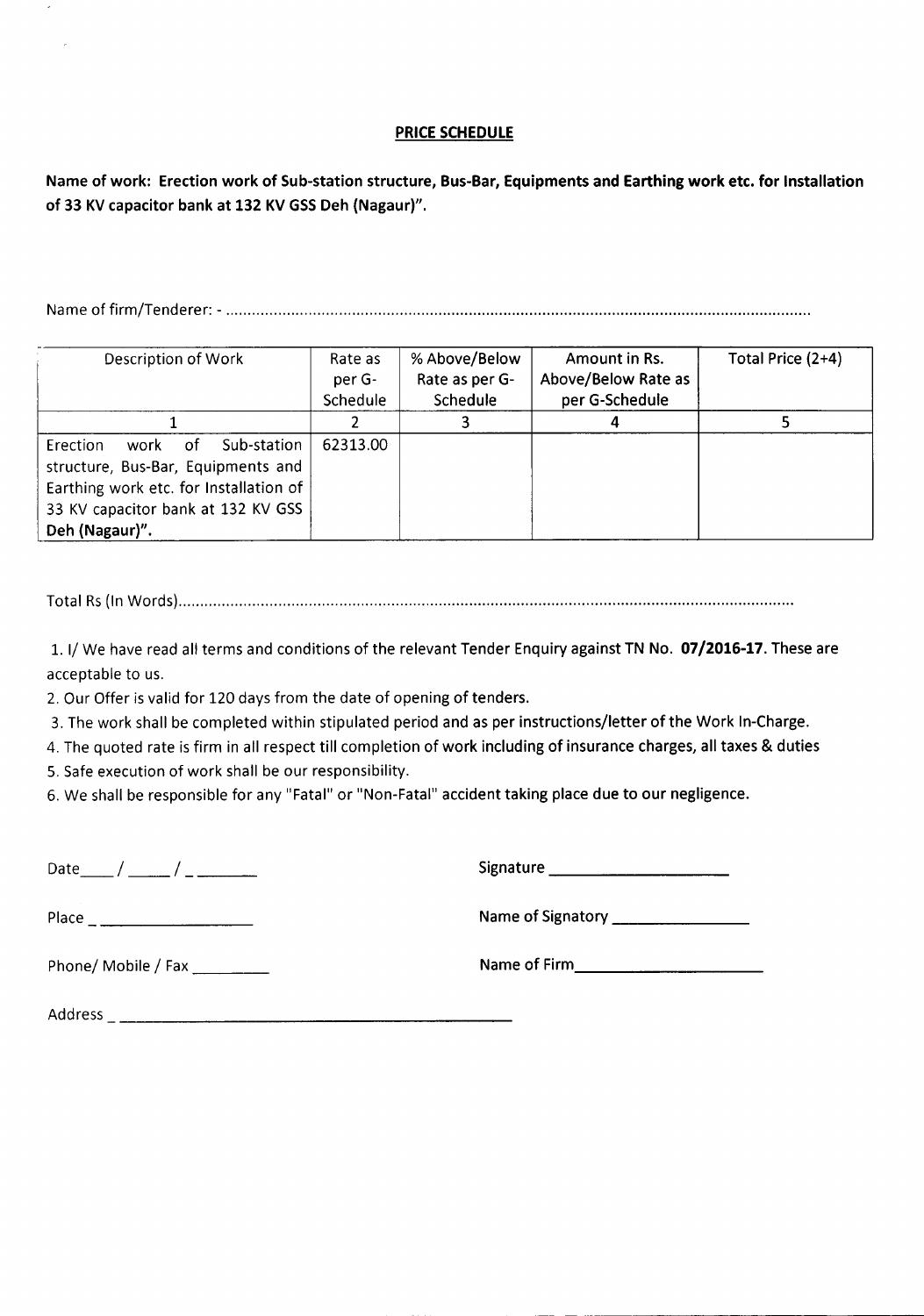## PRICE SCHEDULE

**Name of work: Erection work of Sub-station structure, Bus-Bar, Equipments and Earthing work etc. for Installation of 33 KV capacitor bank at 132 KV GSS Deh (Nagaur)".**

Name of firm/Tenderer: - ....................................................................................................................................

| Description of Work | Rate as per G-Schedule | % Above/Below Rate as per G-Schedule | Amount in Rs. Above/Below Rate as per G-Schedule | Total Price (2+4) |
|---|---|---|---|---|
| 1 | 2 | 3 | 4 | 5 |
| Erection work of Sub-station structure, Bus-Bar, Equipments and Earthing work etc. for Installation of 33 KV capacitor bank at 132 KV GSS **Deh (Nagaur)".** | 62313.00 | | | |

Total Rs (In Words)...........................................................................................................................................

1. I/ We have read all terms and conditions of the relevant Tender Enquiry against TN No. **07/2016-17**. These are acceptable to us.
2. Our Offer is valid for 120 days from the date of opening of tenders.
3. The work shall be completed within stipulated period and as per instructions/letter of the Work In-Charge.
4. The quoted rate is firm in all respect till completion of work including of insurance charges, all taxes & duties
5. Safe execution of work shall be our responsibility.
6. We shall be responsible for any "Fatal" or "Non-Fatal" accident taking place due to our negligence.

Date____ / _____ / _ _______

Signature ____________________

Place _ __________________

Name of Signatory _______________

Phone/ Mobile / Fax _________

Name of Firm______________________

Address _ ______________________________________________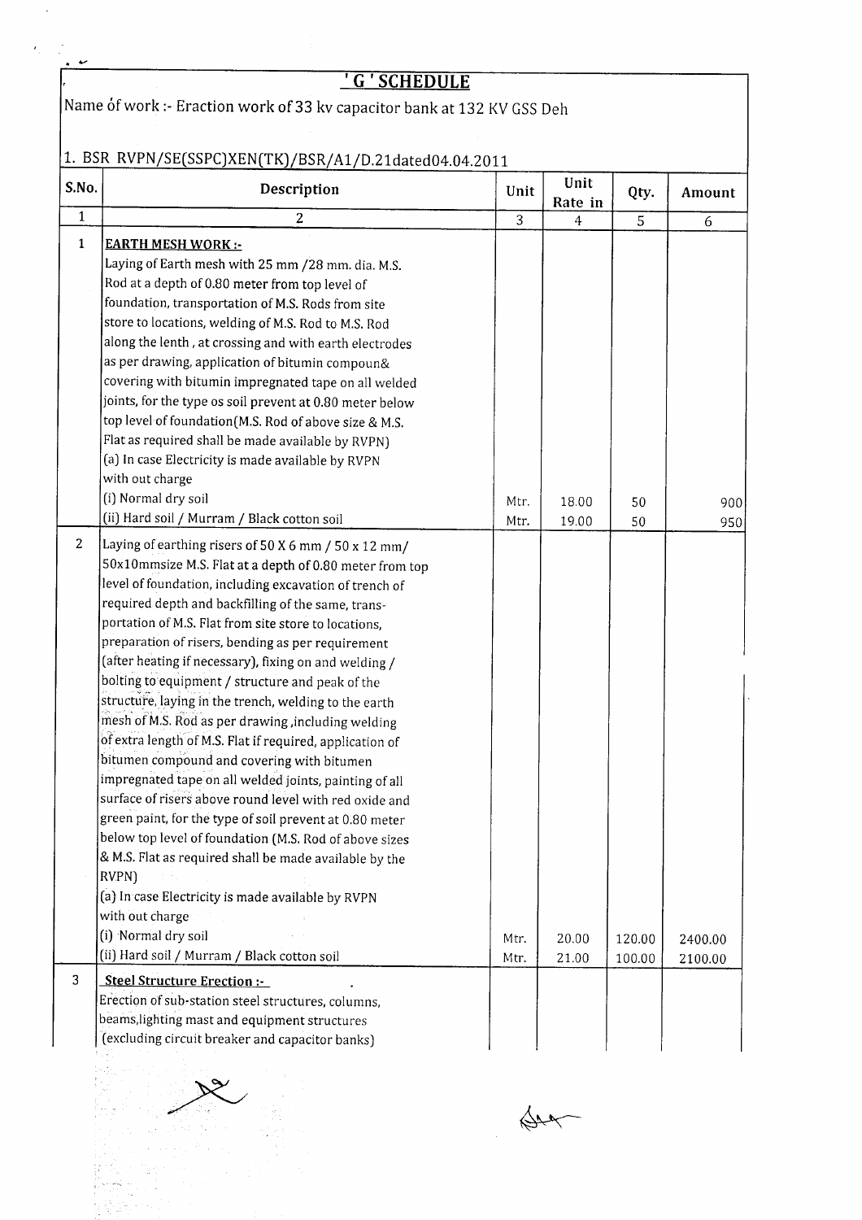# 'G' SCHEDULE

Name of work :- Eraction work of 33 kv capacitor bank at 132 KV GSS Deh

1. BSR RVPN/SE(SSPC)XEN(TK)/BSR/A1/D.21dated04.04.2011

| S.No. | Description | Unit | Unit Rate in | Qty. | Amount |
|---|---|---|---|---|---|
| 1 | 2 | 3 | 4 | 5 | 6 |
| 1 | **EARTH MESH WORK :-** Laying of Earth mesh with 25 mm /28 mm. dia. M.S. Rod at a depth of 0.80 meter from top level of foundation, transportation of M.S. Rods from site store to locations, welding of M.S. Rod to M.S. Rod along the lenth , at crossing and with earth electrodes as per drawing, application of bitumin compoun& covering with bitumin impregnated tape on all welded joints, for the type os soil prevent at 0.80 meter below top level of foundation(M.S. Rod of above size & M.S. Flat as required shall be made available by RVPN) | | | | |
| | (a) In case Electricity is made available by RVPN with out charge | | | | |
| | (i) Normal dry soil | Mtr. | 18.00 | 50 | 900 |
| | (ii) Hard soil / Murram / Black cotton soil | Mtr. | 19.00 | 50 | 950 |
| 2 | Laying of earthing risers of 50 X 6 mm / 50 x 12 mm/ 50x10mmsize M.S. Flat at a depth of 0.80 meter from top level of foundation, including excavation of trench of required depth and backfilling of the same, trans-portation of M.S. Flat from site store to locations, preparation of risers, bending as per requirement (after heating if necessary), fixing on and welding / bolting to equipment / structure and peak of the structure, laying in the trench, welding to the earth mesh of M.S. Rod as per drawing ,including welding of extra length of M.S. Flat if required, application of bitumen compound and covering with bitumen impregnated tape on all welded joints, painting of all surface of risers above round level with red oxide and green paint, for the type of soil prevent at 0.80 meter below top level of foundation (M.S. Rod of above sizes & M.S. Flat as required shall be made available by the RVPN) | | | | |
| | (a) In case Electricity is made available by RVPN with out charge | | | | |
| | (i) Normal dry soil | Mtr. | 20.00 | 120.00 | 2400.00 |
| | (ii) Hard soil / Murram / Black cotton soil | Mtr. | 21.00 | 100.00 | 2100.00 |
| 3 | **Steel Structure Erection :-** Erection of sub-station steel structures, columns, beams,lighting mast and equipment structures (excluding circuit breaker and capacitor banks) | | | | |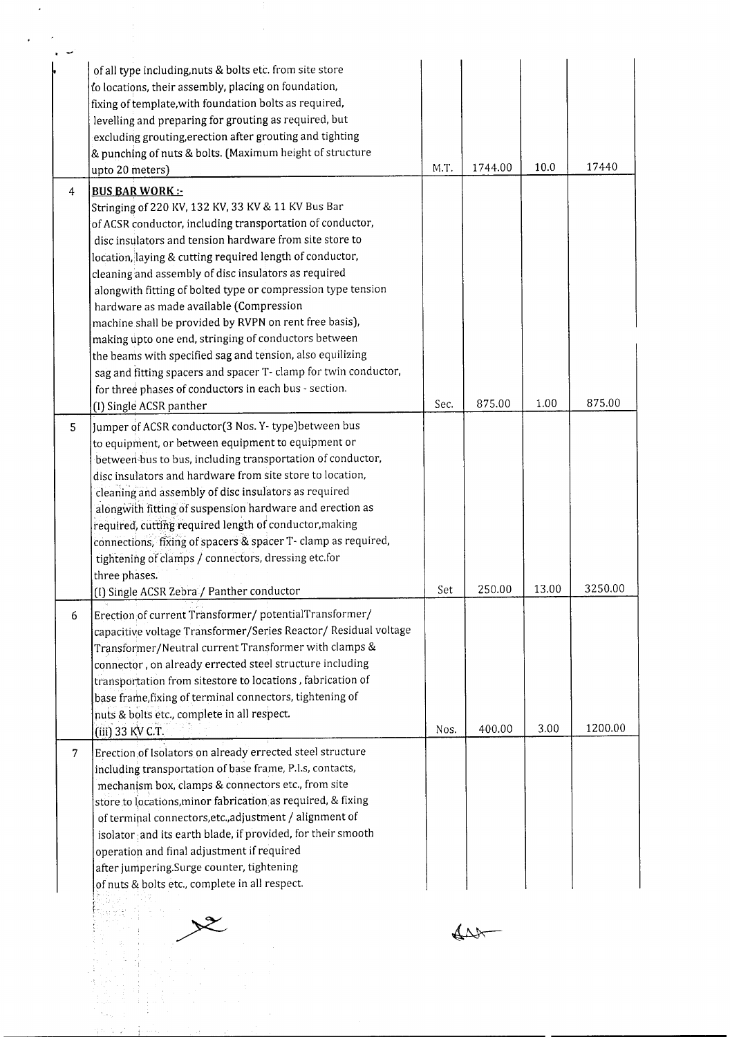| | | | | | |
|---|---|---|---|---|---|
| | of all type including,nuts & bolts etc. from site store to locations, their assembly, placing on foundation, fixing of template,with foundation bolts as required, levelling and preparing for grouting as required, but excluding grouting,erection after grouting and tighting & punching of nuts & bolts. (Maximum height of structure upto 20 meters) | M.T. | 1744.00 | 10.0 | 17440 |
| 4 | **BUS BAR WORK :-** Stringing of 220 KV, 132 KV, 33 KV & 11 KV Bus Bar of ACSR conductor, including transportation of conductor, disc insulators and tension hardware from site store to location, laying & cutting required length of conductor, cleaning and assembly of disc insulators as required alongwith fitting of bolted type or compression type tension hardware as made available (Compression machine shall be provided by RVPN on rent free basis), making upto one end, stringing of conductors between the beams with specified sag and tension, also equilizing sag and fitting spacers and spacer T- clamp for twin conductor, for three phases of conductors in each bus - section. (I) Single ACSR panther | Sec. | 875.00 | 1.00 | 875.00 |
| 5 | Jumper of ACSR conductor(3 Nos. Y- type)between bus to equipment, or between equipment to equipment or between bus to bus, including transportation of conductor, disc insulators and hardware from site store to location, cleaning and assembly of disc insulators as required alongwith fitting of suspension hardware and erection as required, cutting required length of conductor,making connections, fixing of spacers & spacer T- clamp as required, tightening of clamps / connectors, dressing etc.for three phases. (I) Single ACSR Zebra / Panther conductor | Set | 250.00 | 13.00 | 3250.00 |
| 6 | Erection of current Transformer/ potentialTransformer/ capacitive voltage Transformer/Series Reactor/ Residual voltage Transformer/Neutral current Transformer with clamps & connector , on already erected steel structure including transportation from sitestore to locations , fabrication of base frame,fixing of terminal connectors, tightening of nuts & bolts etc., complete in all respect. (iii) 33 KV C.T. | Nos. | 400.00 | 3.00 | 1200.00 |
| 7 | Erection of Isolators on already erected steel structure including transportation of base frame, P.I.s, contacts, mechanism box, clamps & connectors etc., from site store to locations,minor fabrication as required, & fixing of terminal connectors,etc.,adjustment / alignment of isolator and its earth blade, if provided, for their smooth operation and final adjustment if required after jumpering.Surge counter, tightening of nuts & bolts etc., complete in all respect. | | | | |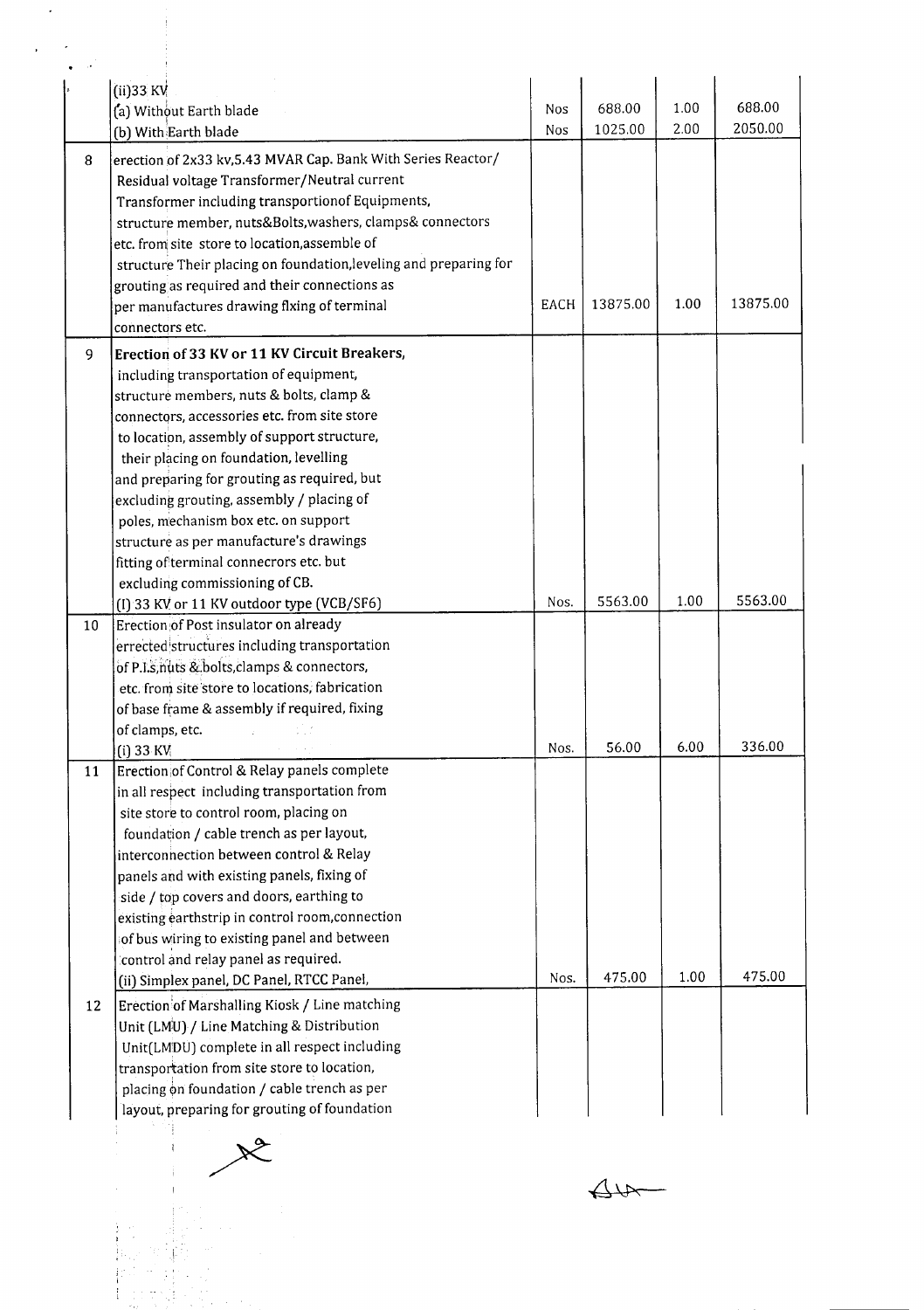|  |  |  |  |  |  |
|---|---|---|---|---|---|
|  | (ii)33 KV<br>(a) Without Earth blade<br>(b) With Earth blade | Nos<br>Nos | 688.00<br>1025.00 | 1.00<br>2.00 | 688.00<br>2050.00 |
| 8 | erection of 2x33 kv,5.43 MVAR Cap. Bank With Series Reactor/ Residual voltage Transformer/Neutral current Transformer including transportionof Equipments, structure member, nuts&Bolts,washers, clamps& connectors etc. from site store to location,assemble of structure Their placing on foundation,leveling and preparing for grouting as required and their connections as per manufactures drawing flxing of terminal connectors etc. | EACH | 13875.00 | 1.00 | 13875.00 |
| 9 | **Erection of 33 KV or 11 KV Circuit Breakers,** including transportation of equipment, structure members, nuts & bolts, clamp & connectors, accessories etc. from site store to location, assembly of support structure, their placing on foundation, levelling and preparing for grouting as required, but excluding grouting, assembly / placing of poles, mechanism box etc. on support structure as per manufacture's drawings fitting of terminal connecrors etc. but excluding commissioning of CB.<br>(I) 33 KV or 11 KV outdoor type (VCB/SF6) | Nos. | 5563.00 | 1.00 | 5563.00 |
| 10 | Erection of Post insulator on already errected structures including transportation of P.I.s,nuts & bolts,clamps & connectors, etc. from site store to locations, fabrication of base frame & assembly if required, fixing of clamps, etc.<br>(i) 33 KV | Nos. | 56.00 | 6.00 | 336.00 |
| 11 | Erection of Control & Relay panels complete in all respect including transportation from site store to control room, placing on foundation / cable trench as per layout, interconnection between control & Relay panels and with existing panels, fixing of side / top covers and doors, earthing to existing earthstrip in control room,connection of bus wiring to existing panel and between control and relay panel as required.<br>(ii) Simplex panel, DC Panel, RTCC Panel, | Nos. | 475.00 | 1.00 | 475.00 |
| 12 | Erection of Marshalling Kiosk / Line matching Unit (LMU) / Line Matching & Distribution Unit(LMDU) complete in all respect including transportation from site store to location, placing on foundation / cable trench as per layout, preparing for grouting of foundation |  |  |  |  |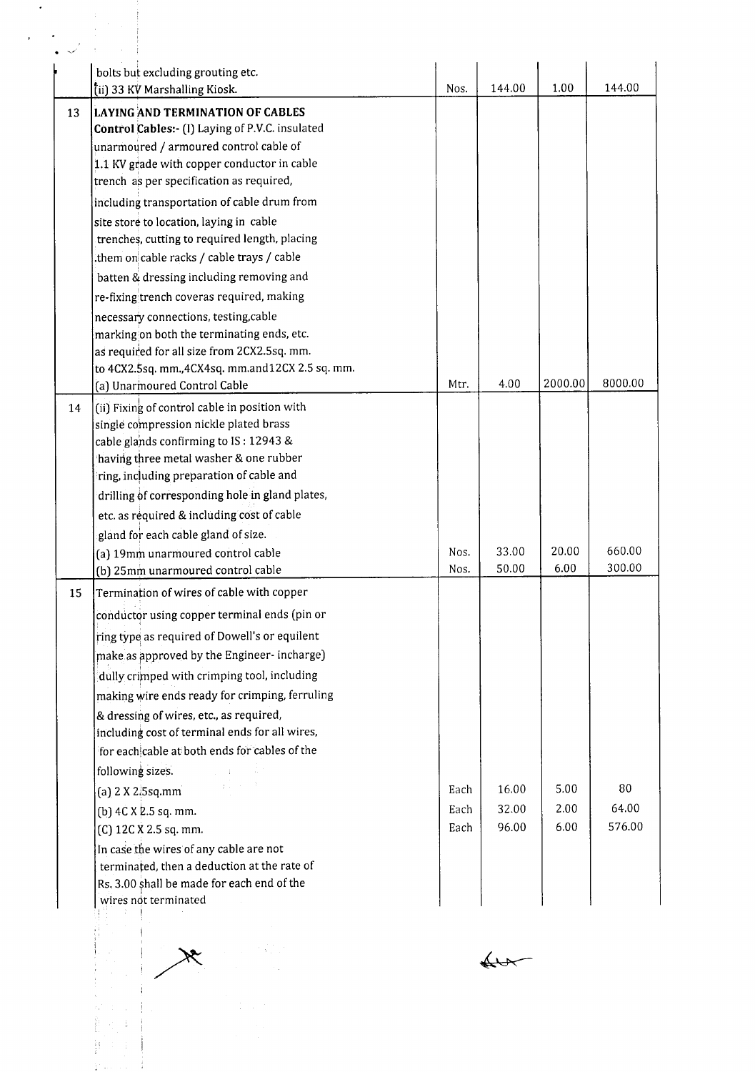| | | | | | |
|---|---|---|---|---|---|
| | bolts but excluding grouting etc.<br>(ii) 33 KV Marshalling Kiosk. | Nos. | 144.00 | 1.00 | 144.00 |
| 13 | **LAYING AND TERMINATION OF CABLES**<br>**Control Cables:-** (I) Laying of P.V.C. insulated unarmoured / armoured control cable of 1.1 KV grade with copper conductor in cable trench as per specification as required, including transportation of cable drum from site store to location, laying in cable trenches, cutting to required length, placing .them on cable racks / cable trays / cable batten & dressing including removing and re-fixing trench coveras required, making necessary connections, testing,cable marking on both the terminating ends, etc. as required for all size from 2CX2.5sq. mm. to 4CX2.5sq. mm.,4CX4sq. mm.and12CX 2.5 sq. mm.<br>(a) Unarmoured Control Cable | Mtr. | 4.00 | 2000.00 | 8000.00 |
| 14 | (ii) Fixing of control cable in position with single compression nickle plated brass cable glands confirming to IS : 12943 & having three metal washer & one rubber ring, including preparation of cable and drilling of corresponding hole in gland plates, etc. as required & including cost of cable gland for each cable gland of size. | | | | |
| | (a) 19mm unarmoured control cable | Nos. | 33.00 | 20.00 | 660.00 |
| | (b) 25mm unarmoured control cable | Nos. | 50.00 | 6.00 | 300.00 |
| 15 | Termination of wires of cable with copper conductor using copper terminal ends (pin or ring type as required of Dowell's or equilent make as approved by the Engineer- incharge) dully crimped with crimping tool, including making wire ends ready for crimping, ferruling & dressing of wires, etc., as required, including cost of terminal ends for all wires, for each cable at both ends for cables of the following sizes. | | | | |
| | (a) 2 X 2.5sq.mm | Each | 16.00 | 5.00 | 80 |
| | (b) 4C X 2.5 sq. mm. | Each | 32.00 | 2.00 | 64.00 |
| | (C) 12C X 2.5 sq. mm. | Each | 96.00 | 6.00 | 576.00 |
| | In case the wires of any cable are not terminated, then a deduction at the rate of Rs. 3.00 shall be made for each end of the wires not terminated | | | | |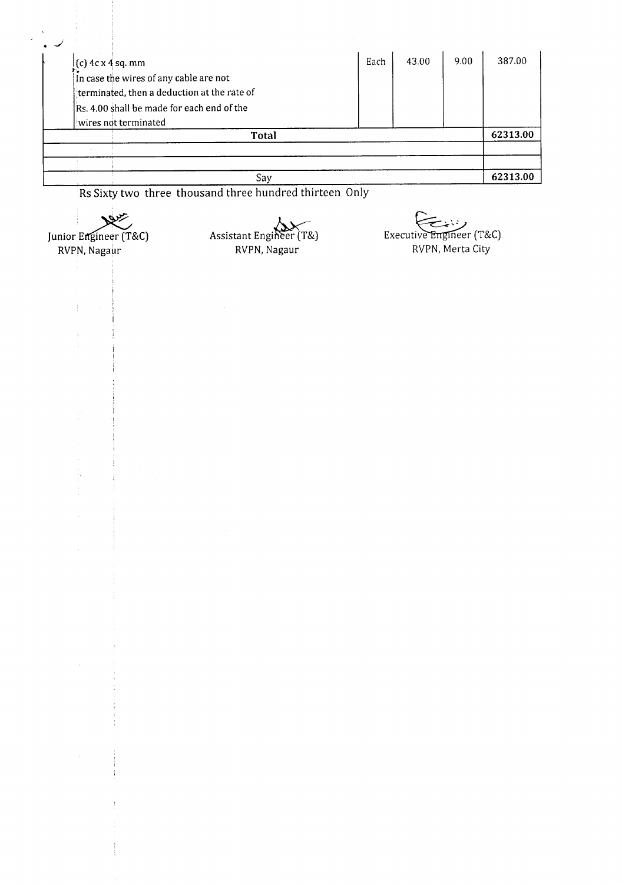| | | | | | |
|---|---|---|---|---|---|
| | (c) 4c x 4 sq. mm<br>In case the wires of any cable are not terminated, then a deduction at the rate of Rs. 4.00 shall be made for each end of the wires not terminated | Each | 43.00 | 9.00 | 387.00 |
| | **Total** | | | | **62313.00** |
| | | | | | |
| | | | | | |
| | Say | | | | **62313.00** |

Rs Sixty two three thousand three hundred thirteen Only

Junior Engineer (T&C)
RVPN, Nagaur

Assistant Engineer (T&)
RVPN, Nagaur

Executive Engineer (T&C)
RVPN, Merta City